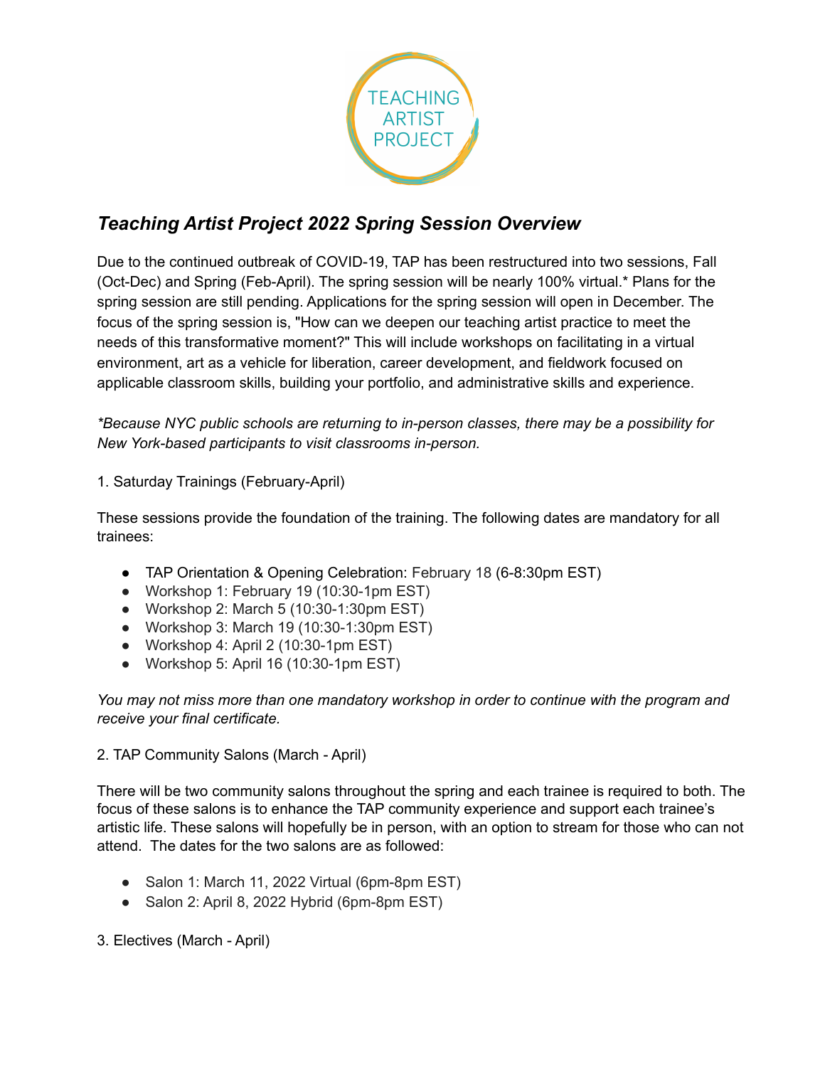TEACHING ARTIST PROJECT

## *Teaching Artist Project 2022 Spring Session Overview*

Due to the continued outbreak of COVID-19, TAP has been restructured into two sessions, Fall (Oct-Dec) and Spring (Feb-April). The spring session will be nearly 100% virtual.* Plans for the spring session are still pending. Applications for the spring session will open in December. The focus of the spring session is, "How can we deepen our teaching artist practice to meet the needs of this transformative moment?" This will include workshops on facilitating in a virtual environment, art as a vehicle for liberation, career development, and fieldwork focused on applicable classroom skills, building your portfolio, and administrative skills and experience.

*\*Because NYC public schools are returning to in-person classes, there may be a possibility for New York-based participants to visit classrooms in-person.*

1. Saturday Trainings (February-April)

These sessions provide the foundation of the training. The following dates are mandatory for all trainees:

- TAP Orientation & Opening Celebration: February 18 (6-8:30pm EST)
- Workshop 1: February 19 (10:30-1pm EST)
- Workshop 2: March 5 (10:30-1:30pm EST)
- Workshop 3: March 19 (10:30-1:30pm EST)
- Workshop 4: April 2 (10:30-1pm EST)
- Workshop 5: April 16 (10:30-1pm EST)

*You may not miss more than one mandatory workshop in order to continue with the program and receive your final certificate.*

2. TAP Community Salons (March - April)

There will be two community salons throughout the spring and each trainee is required to both. The focus of these salons is to enhance the TAP community experience and support each trainee's artistic life. These salons will hopefully be in person, with an option to stream for those who can not attend. The dates for the two salons are as followed:

- Salon 1: March 11, 2022 Virtual (6pm-8pm EST)
- Salon 2: April 8, 2022 Hybrid (6pm-8pm EST)

3. Electives (March - April)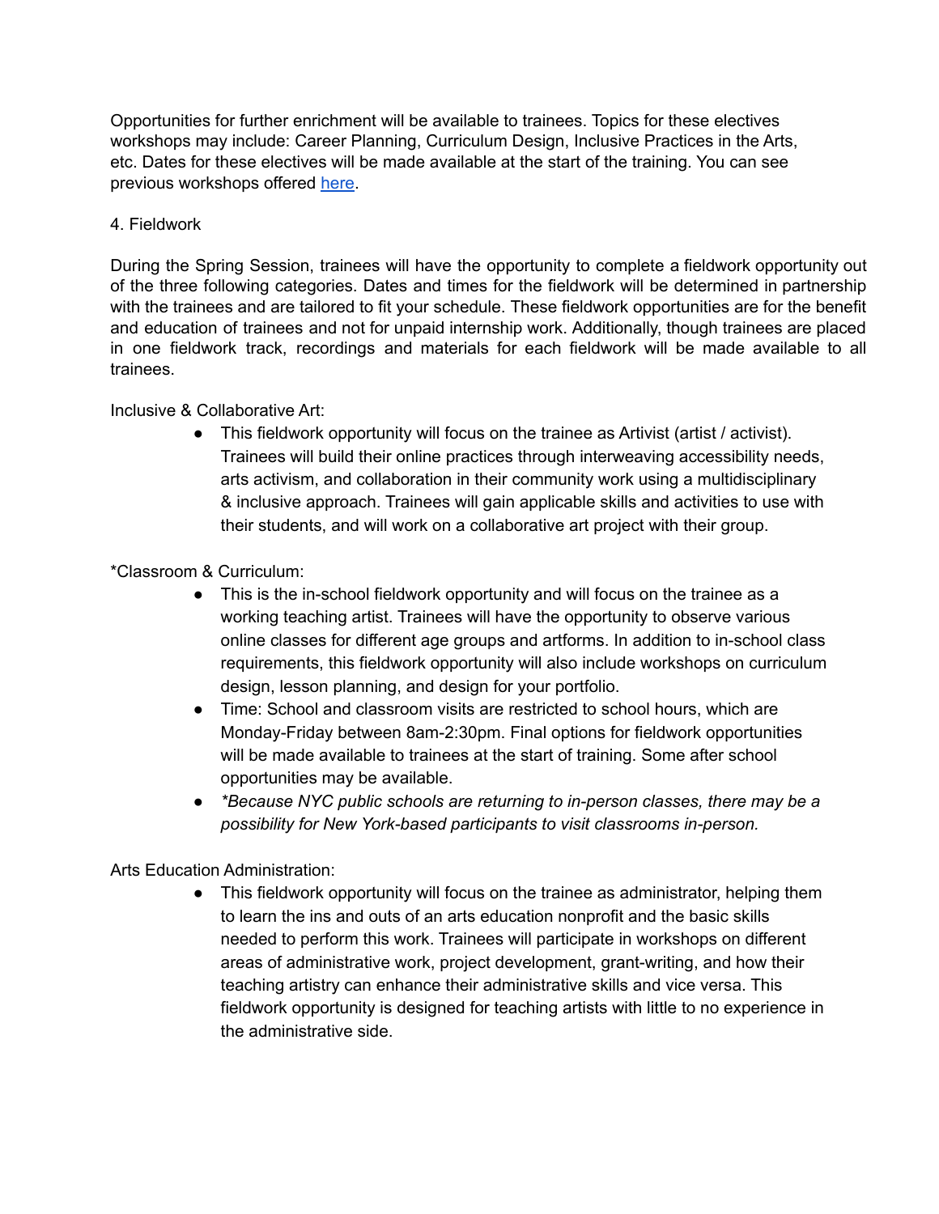Opportunities for further enrichment will be available to trainees. Topics for these electives workshops may include: Career Planning, Curriculum Design, Inclusive Practices in the Arts, etc. Dates for these electives will be made available at the start of the training. You can see previous workshops offered here.

4. Fieldwork

During the Spring Session, trainees will have the opportunity to complete a fieldwork opportunity out of the three following categories. Dates and times for the fieldwork will be determined in partnership with the trainees and are tailored to fit your schedule. These fieldwork opportunities are for the benefit and education of trainees and not for unpaid internship work. Additionally, though trainees are placed in one fieldwork track, recordings and materials for each fieldwork will be made available to all trainees.

Inclusive & Collaborative Art:

- This fieldwork opportunity will focus on the trainee as Artivist (artist / activist). Trainees will build their online practices through interweaving accessibility needs, arts activism, and collaboration in their community work using a multidisciplinary & inclusive approach. Trainees will gain applicable skills and activities to use with their students, and will work on a collaborative art project with their group.

*Classroom & Curriculum:

- This is the in-school fieldwork opportunity and will focus on the trainee as a working teaching artist. Trainees will have the opportunity to observe various online classes for different age groups and artforms. In addition to in-school class requirements, this fieldwork opportunity will also include workshops on curriculum design, lesson planning, and design for your portfolio.
- Time: School and classroom visits are restricted to school hours, which are Monday-Friday between 8am-2:30pm. Final options for fieldwork opportunities will be made available to trainees at the start of training. Some after school opportunities may be available.
- *\*Because NYC public schools are returning to in-person classes, there may be a possibility for New York-based participants to visit classrooms in-person.*

Arts Education Administration:

- This fieldwork opportunity will focus on the trainee as administrator, helping them to learn the ins and outs of an arts education nonprofit and the basic skills needed to perform this work. Trainees will participate in workshops on different areas of administrative work, project development, grant-writing, and how their teaching artistry can enhance their administrative skills and vice versa. This fieldwork opportunity is designed for teaching artists with little to no experience in the administrative side.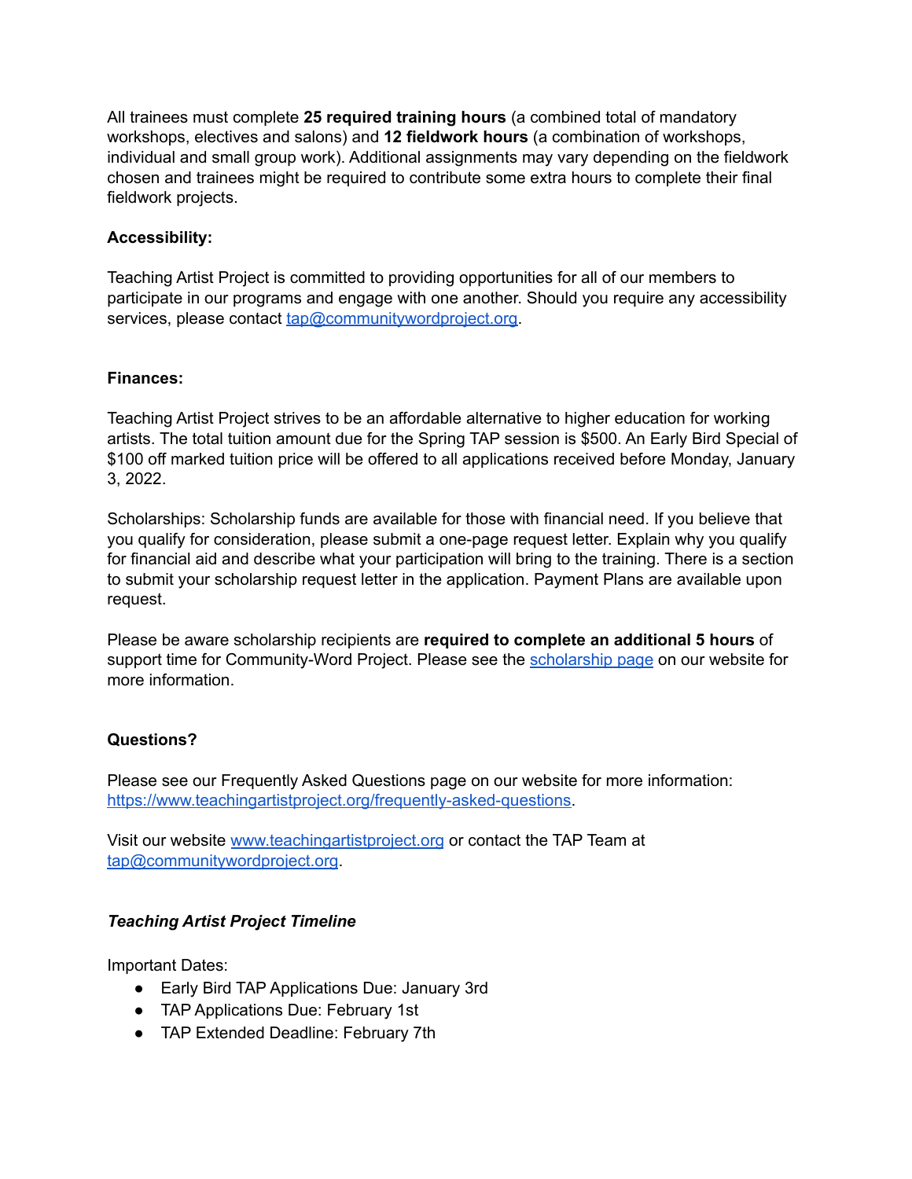All trainees must complete **25 required training hours** (a combined total of mandatory workshops, electives and salons) and **12 fieldwork hours** (a combination of workshops, individual and small group work). Additional assignments may vary depending on the fieldwork chosen and trainees might be required to contribute some extra hours to complete their final fieldwork projects.

**Accessibility:**

Teaching Artist Project is committed to providing opportunities for all of our members to participate in our programs and engage with one another. Should you require any accessibility services, please contact tap@communitywordproject.org.

**Finances:**

Teaching Artist Project strives to be an affordable alternative to higher education for working artists. The total tuition amount due for the Spring TAP session is $500. An Early Bird Special of $100 off marked tuition price will be offered to all applications received before Monday, January 3, 2022.

Scholarships: Scholarship funds are available for those with financial need. If you believe that you qualify for consideration, please submit a one-page request letter. Explain why you qualify for financial aid and describe what your participation will bring to the training. There is a section to submit your scholarship request letter in the application. Payment Plans are available upon request.

Please be aware scholarship recipients are **required to complete an additional 5 hours** of support time for Community-Word Project. Please see the scholarship page on our website for more information.

**Questions?**

Please see our Frequently Asked Questions page on our website for more information: https://www.teachingartistproject.org/frequently-asked-questions.

Visit our website www.teachingartistproject.org or contact the TAP Team at tap@communitywordproject.org.

***Teaching Artist Project Timeline***

Important Dates:

- Early Bird TAP Applications Due: January 3rd
- TAP Applications Due: February 1st
- TAP Extended Deadline: February 7th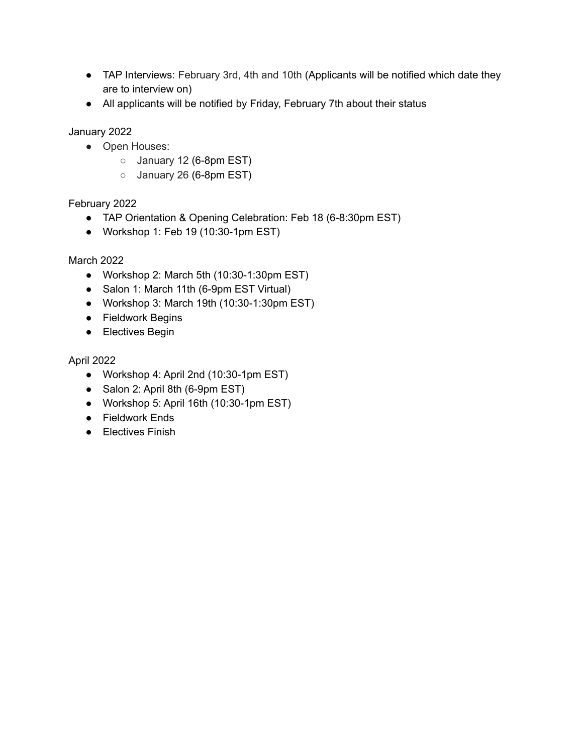- TAP Interviews: February 3rd, 4th and 10th (Applicants will be notified which date they are to interview on)
- All applicants will be notified by Friday, February 7th about their status

January 2022

- Open Houses:
    - January 12 (6-8pm EST)
    - January 26 (6-8pm EST)

February 2022

- TAP Orientation & Opening Celebration: Feb 18 (6-8:30pm EST)
- Workshop 1: Feb 19 (10:30-1pm EST)

March 2022

- Workshop 2: March 5th (10:30-1:30pm EST)
- Salon 1: March 11th (6-9pm EST Virtual)
- Workshop 3: March 19th (10:30-1:30pm EST)
- Fieldwork Begins
- Electives Begin

April 2022

- Workshop 4: April 2nd (10:30-1pm EST)
- Salon 2: April 8th (6-9pm EST)
- Workshop 5: April 16th (10:30-1pm EST)
- Fieldwork Ends
- Electives Finish